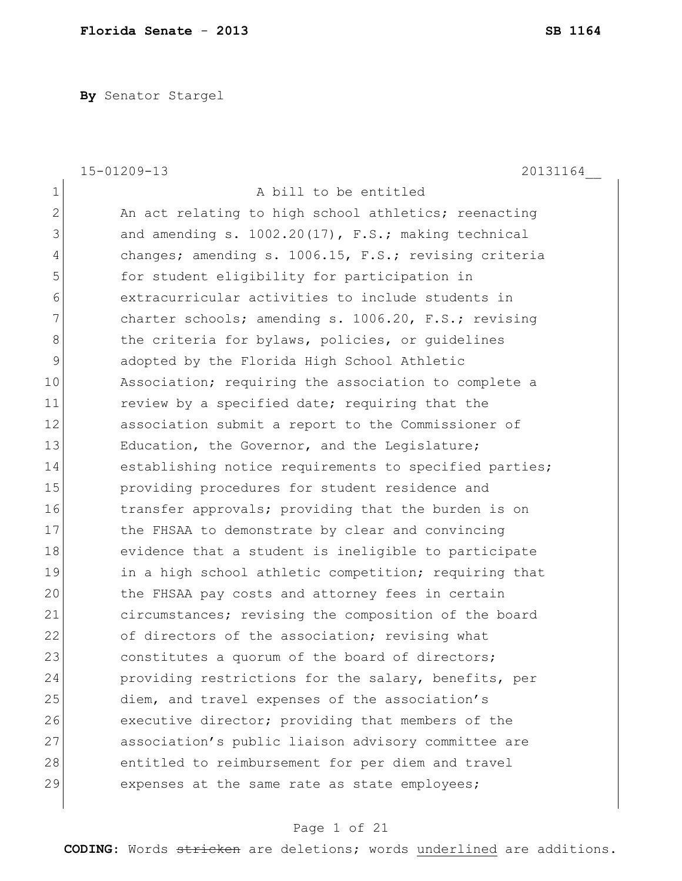**Florida Senate - 2013** **SB 1164**

**By** Senator Stargel

15-01209-13 20131164__

1 A bill to be entitled
2 An act relating to high school athletics; reenacting
3 and amending s. 1002.20(17), F.S.; making technical
4 changes; amending s. 1006.15, F.S.; revising criteria
5 for student eligibility for participation in
6 extracurricular activities to include students in
7 charter schools; amending s. 1006.20, F.S.; revising
8 the criteria for bylaws, policies, or guidelines
9 adopted by the Florida High School Athletic
10 Association; requiring the association to complete a
11 review by a specified date; requiring that the
12 association submit a report to the Commissioner of
13 Education, the Governor, and the Legislature;
14 establishing notice requirements to specified parties;
15 providing procedures for student residence and
16 transfer approvals; providing that the burden is on
17 the FHSAA to demonstrate by clear and convincing
18 evidence that a student is ineligible to participate
19 in a high school athletic competition; requiring that
20 the FHSAA pay costs and attorney fees in certain
21 circumstances; revising the composition of the board
22 of directors of the association; revising what
23 constitutes a quorum of the board of directors;
24 providing restrictions for the salary, benefits, per
25 diem, and travel expenses of the association's
26 executive director; providing that members of the
27 association's public liaison advisory committee are
28 entitled to reimbursement for per diem and travel
29 expenses at the same rate as state employees;

**CODING:** Words ~~stricken~~ are deletions; words underlined are additions.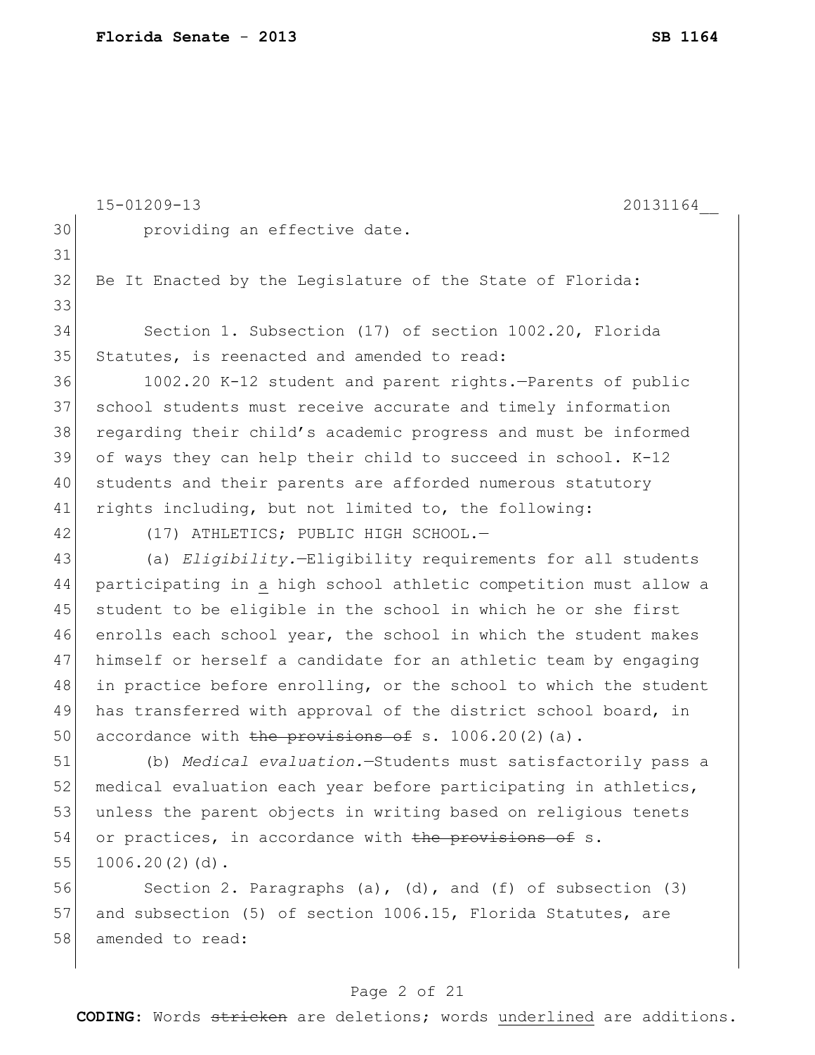providing an effective date.

Be It Enacted by the Legislature of the State of Florida:

Section 1. Subsection (17) of section 1002.20, Florida Statutes, is reenacted and amended to read:

1002.20 K-12 student and parent rights.—Parents of public school students must receive accurate and timely information regarding their child's academic progress and must be informed of ways they can help their child to succeed in school. K-12 students and their parents are afforded numerous statutory rights including, but not limited to, the following:

(17) ATHLETICS; PUBLIC HIGH SCHOOL.—

(a) *Eligibility.*—Eligibility requirements for all students participating in <u>a</u> high school athletic competition must allow a student to be eligible in the school in which he or she first enrolls each school year, the school in which the student makes himself or herself a candidate for an athletic team by engaging in practice before enrolling, or the school to which the student has transferred with approval of the district school board, in accordance with ~~the provisions of~~ s. 1006.20(2)(a).

(b) *Medical evaluation.*—Students must satisfactorily pass a medical evaluation each year before participating in athletics, unless the parent objects in writing based on religious tenets or practices, in accordance with ~~the provisions of~~ s. 1006.20(2)(d).

Section 2. Paragraphs (a), (d), and (f) of subsection (3) and subsection (5) of section 1006.15, Florida Statutes, are amended to read: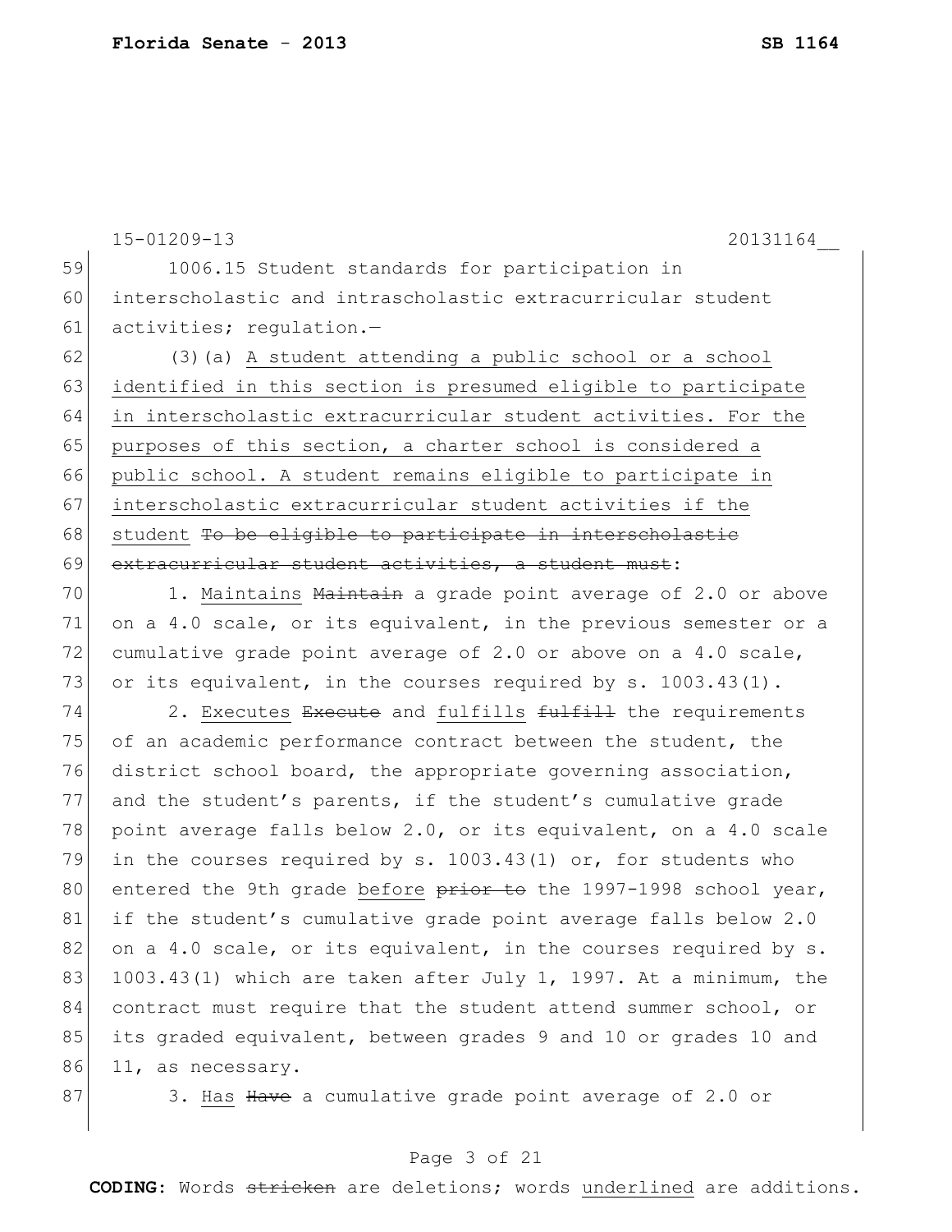1006.15 Student standards for participation in interscholastic and intrascholastic extracurricular student activities; regulation.—

(3)(a) <u>A student attending a public school or a school identified in this section is presumed eligible to participate in interscholastic extracurricular student activities. For the purposes of this section, a charter school is considered a public school. A student remains eligible to participate in interscholastic extracurricular student activities if the student</u> ~~To be eligible to participate in interscholastic extracurricular student activities, a student must~~:

1. <u>Maintains</u> ~~Maintain~~ a grade point average of 2.0 or above on a 4.0 scale, or its equivalent, in the previous semester or a cumulative grade point average of 2.0 or above on a 4.0 scale, or its equivalent, in the courses required by s. 1003.43(1).

2. <u>Executes</u> ~~Execute~~ and <u>fulfills</u> ~~fulfill~~ the requirements of an academic performance contract between the student, the district school board, the appropriate governing association, and the student's parents, if the student's cumulative grade point average falls below 2.0, or its equivalent, on a 4.0 scale in the courses required by s. 1003.43(1) or, for students who entered the 9th grade <u>before</u> ~~prior to~~ the 1997-1998 school year, if the student's cumulative grade point average falls below 2.0 on a 4.0 scale, or its equivalent, in the courses required by s. 1003.43(1) which are taken after July 1, 1997. At a minimum, the contract must require that the student attend summer school, or its graded equivalent, between grades 9 and 10 or grades 10 and 11, as necessary.

3. <u>Has</u> ~~Have~~ a cumulative grade point average of 2.0 or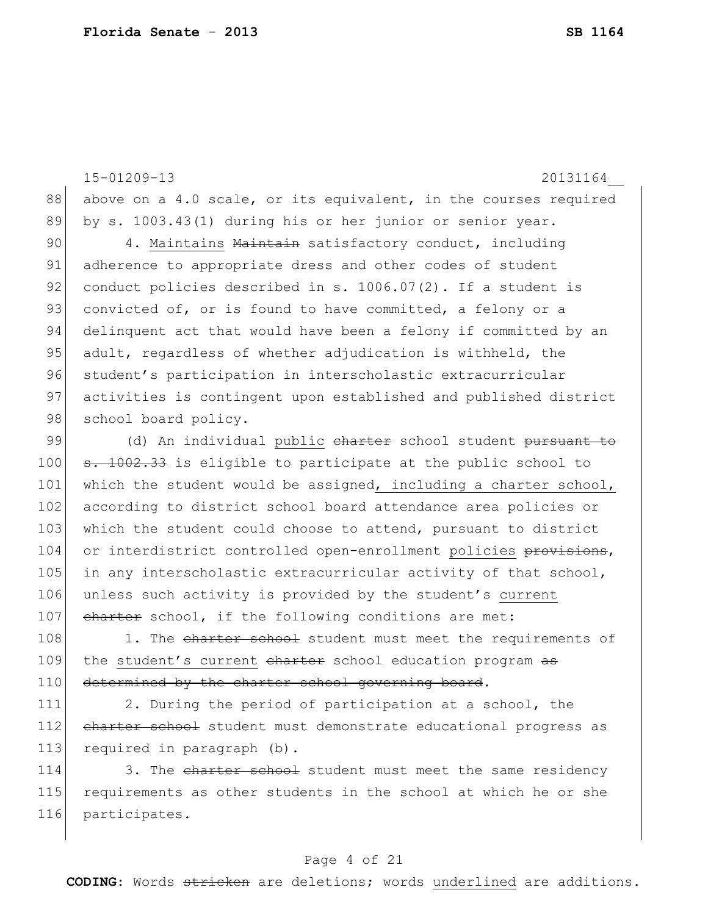above on a 4.0 scale, or its equivalent, in the courses required by s. 1003.43(1) during his or her junior or senior year.

4. Maintains ~~Maintain~~ satisfactory conduct, including adherence to appropriate dress and other codes of student conduct policies described in s. 1006.07(2). If a student is convicted of, or is found to have committed, a felony or a delinquent act that would have been a felony if committed by an adult, regardless of whether adjudication is withheld, the student's participation in interscholastic extracurricular activities is contingent upon established and published district school board policy.

(d) An individual <u>public</u> ~~charter~~ school student ~~pursuant to s. 1002.33~~ is eligible to participate at the public school to which the student would be assigned<u>, including a charter school,</u> according to district school board attendance area policies or which the student could choose to attend, pursuant to district or interdistrict controlled open-enrollment <u>policies</u> ~~provisions~~, in any interscholastic extracurricular activity of that school, unless such activity is provided by the student's <u>current</u> ~~charter~~ school, if the following conditions are met:

1. The ~~charter school~~ student must meet the requirements of the <u>student's current</u> ~~charter~~ school education program ~~as determined by the charter school governing board~~.

2. During the period of participation at a school, the ~~charter school~~ student must demonstrate educational progress as required in paragraph (b).

3. The ~~charter school~~ student must meet the same residency requirements as other students in the school at which he or she participates.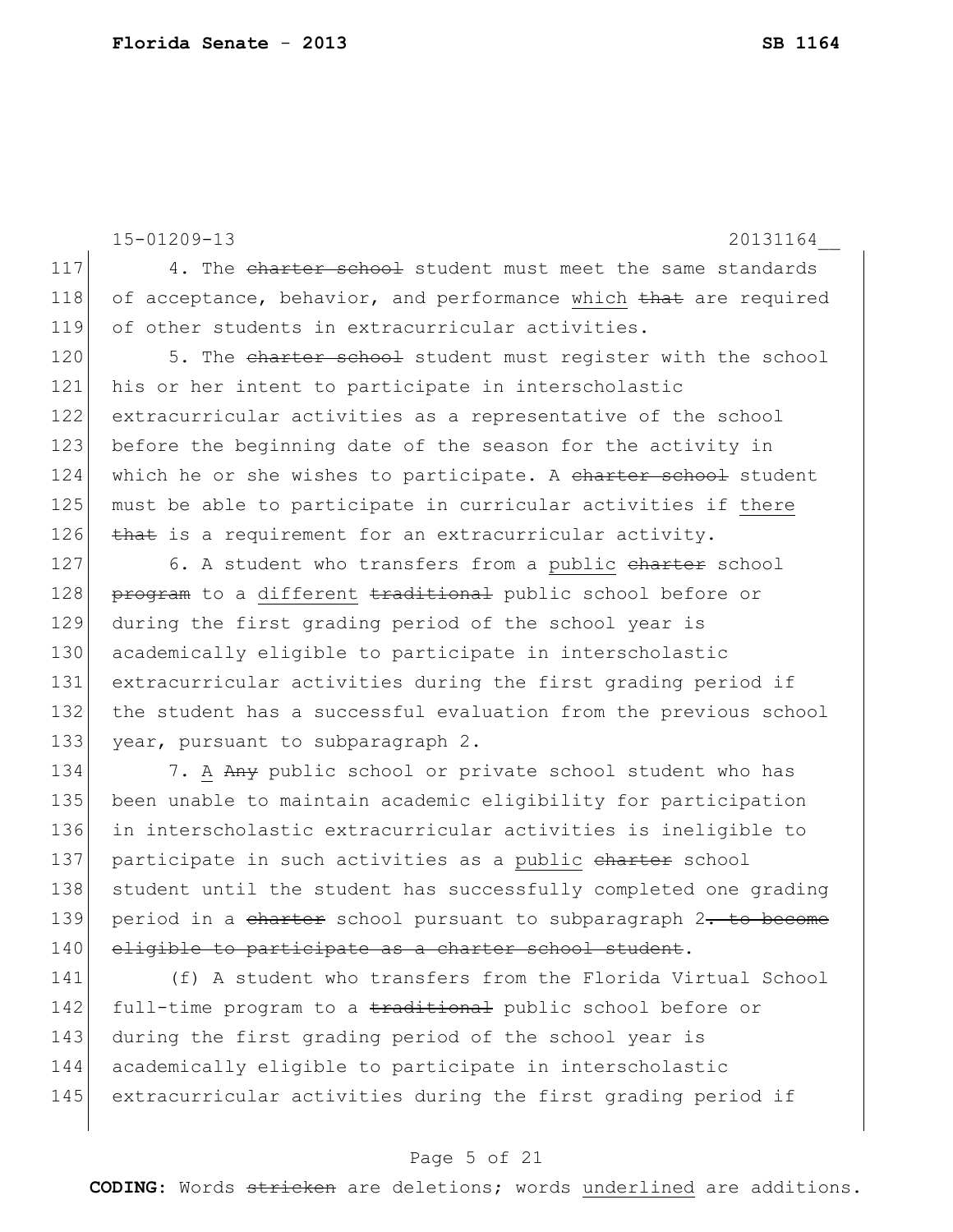4. The ~~charter school~~ student must meet the same standards of acceptance, behavior, and performance <u>which</u> ~~that~~ are required of other students in extracurricular activities.

5. The ~~charter school~~ student must register with the school his or her intent to participate in interscholastic extracurricular activities as a representative of the school before the beginning date of the season for the activity in which he or she wishes to participate. A ~~charter school~~ student must be able to participate in curricular activities if <u>there</u> ~~that~~ is a requirement for an extracurricular activity.

6. A student who transfers from a <u>public</u> ~~charter~~ school ~~program~~ to a <u>different</u> ~~traditional~~ public school before or during the first grading period of the school year is academically eligible to participate in interscholastic extracurricular activities during the first grading period if the student has a successful evaluation from the previous school year, pursuant to subparagraph 2.

7. <u>A</u> ~~Any~~ public school or private school student who has been unable to maintain academic eligibility for participation in interscholastic extracurricular activities is ineligible to participate in such activities as a <u>public</u> ~~charter~~ school student until the student has successfully completed one grading period in a ~~charter~~ school pursuant to subparagraph 2~~. to become eligible to participate as a charter school student~~.

(f) A student who transfers from the Florida Virtual School full-time program to a ~~traditional~~ public school before or during the first grading period of the school year is academically eligible to participate in interscholastic extracurricular activities during the first grading period if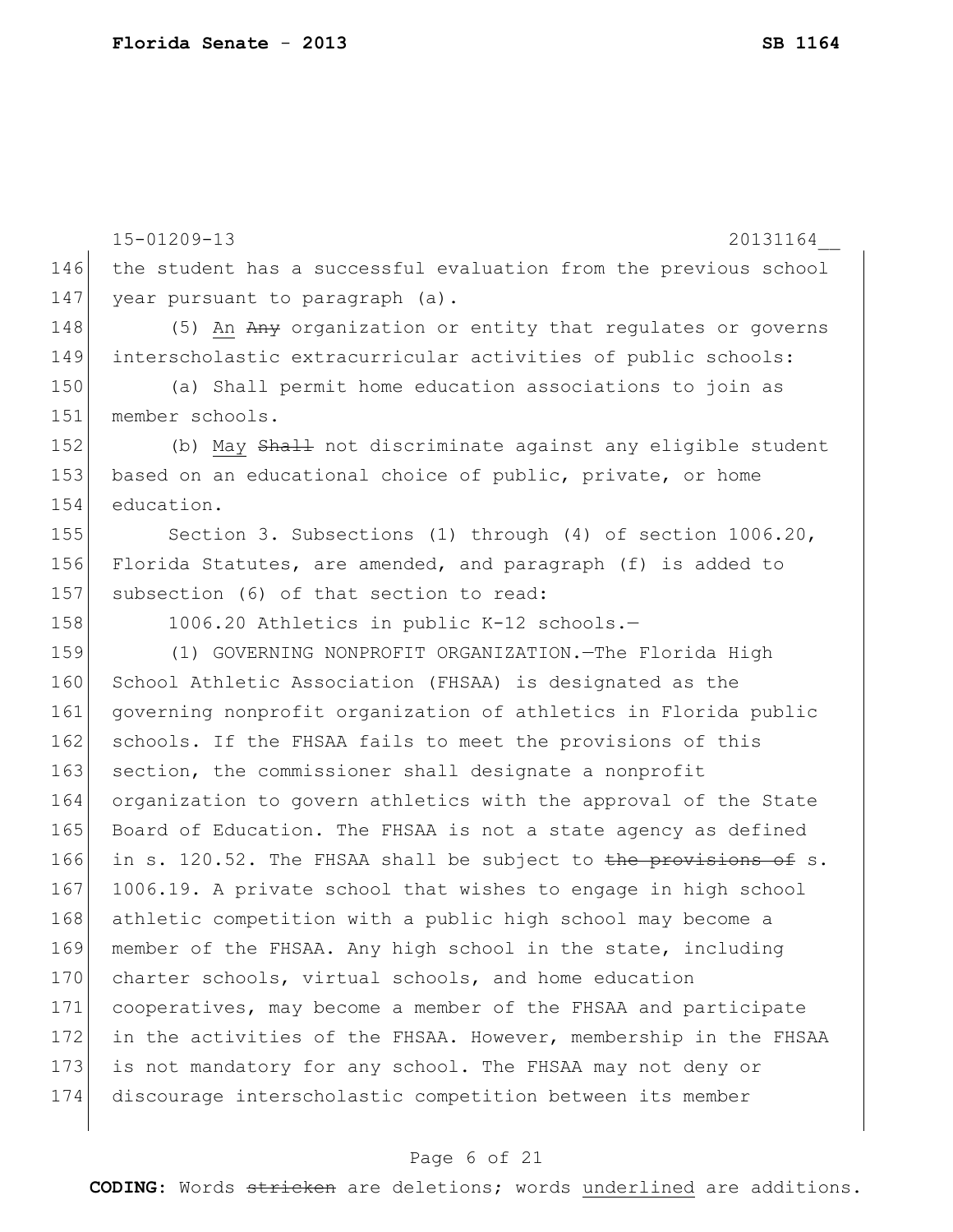15-01209-13 20131164__

the student has a successful evaluation from the previous school year pursuant to paragraph (a).

(5) <u>An</u> ~~Any~~ organization or entity that regulates or governs interscholastic extracurricular activities of public schools:

(a) Shall permit home education associations to join as member schools.

(b) <u>May</u> ~~Shall~~ not discriminate against any eligible student based on an educational choice of public, private, or home education.

Section 3. Subsections (1) through (4) of section 1006.20, Florida Statutes, are amended, and paragraph (f) is added to subsection (6) of that section to read:

1006.20 Athletics in public K-12 schools.—

(1) GOVERNING NONPROFIT ORGANIZATION.—The Florida High School Athletic Association (FHSAA) is designated as the governing nonprofit organization of athletics in Florida public schools. If the FHSAA fails to meet the provisions of this section, the commissioner shall designate a nonprofit organization to govern athletics with the approval of the State Board of Education. The FHSAA is not a state agency as defined in s. 120.52. The FHSAA shall be subject to ~~the provisions of~~ s. 1006.19. A private school that wishes to engage in high school athletic competition with a public high school may become a member of the FHSAA. Any high school in the state, including charter schools, virtual schools, and home education cooperatives, may become a member of the FHSAA and participate in the activities of the FHSAA. However, membership in the FHSAA is not mandatory for any school. The FHSAA may not deny or discourage interscholastic competition between its member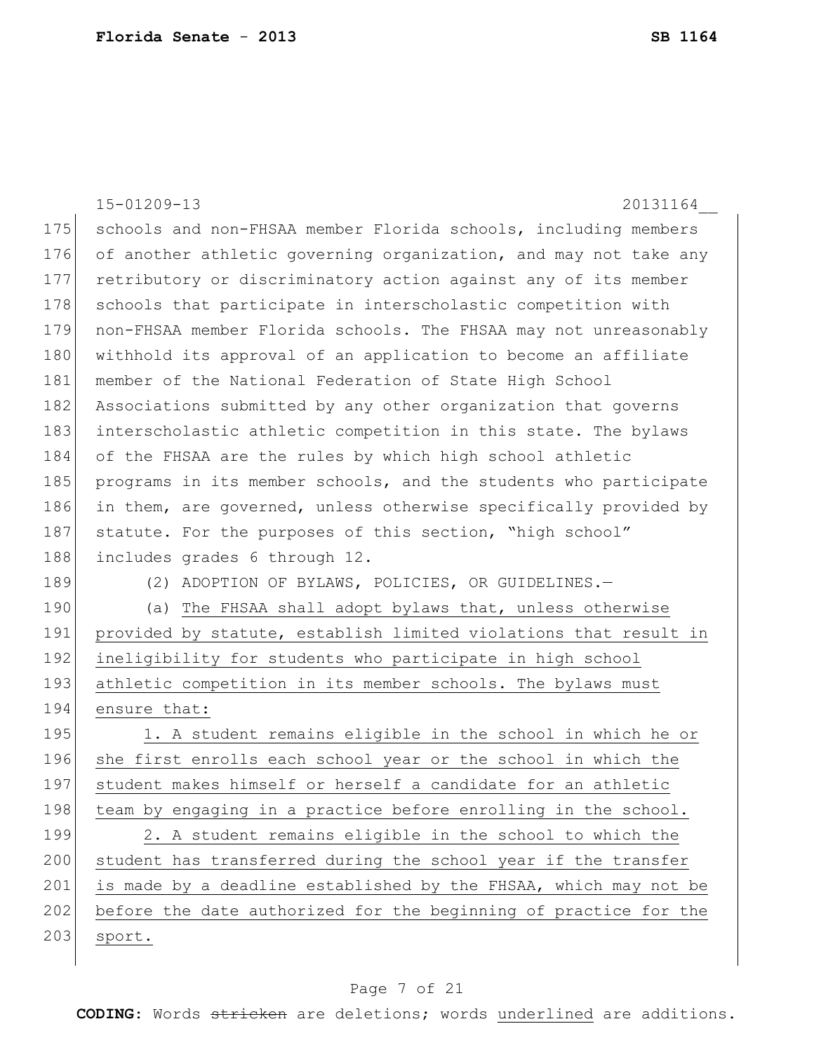schools and non-FHSAA member Florida schools, including members of another athletic governing organization, and may not take any retributory or discriminatory action against any of its member schools that participate in interscholastic competition with non-FHSAA member Florida schools. The FHSAA may not unreasonably withhold its approval of an application to become an affiliate member of the National Federation of State High School Associations submitted by any other organization that governs interscholastic athletic competition in this state. The bylaws of the FHSAA are the rules by which high school athletic programs in its member schools, and the students who participate in them, are governed, unless otherwise specifically provided by statute. For the purposes of this section, "high school" includes grades 6 through 12.

(2) ADOPTION OF BYLAWS, POLICIES, OR GUIDELINES.—

(a) The FHSAA shall adopt bylaws that, unless otherwise provided by statute, establish limited violations that result in ineligibility for students who participate in high school athletic competition in its member schools. The bylaws must ensure that:

1. A student remains eligible in the school in which he or she first enrolls each school year or the school in which the student makes himself or herself a candidate for an athletic team by engaging in a practice before enrolling in the school.

2. A student remains eligible in the school to which the student has transferred during the school year if the transfer is made by a deadline established by the FHSAA, which may not be before the date authorized for the beginning of practice for the sport.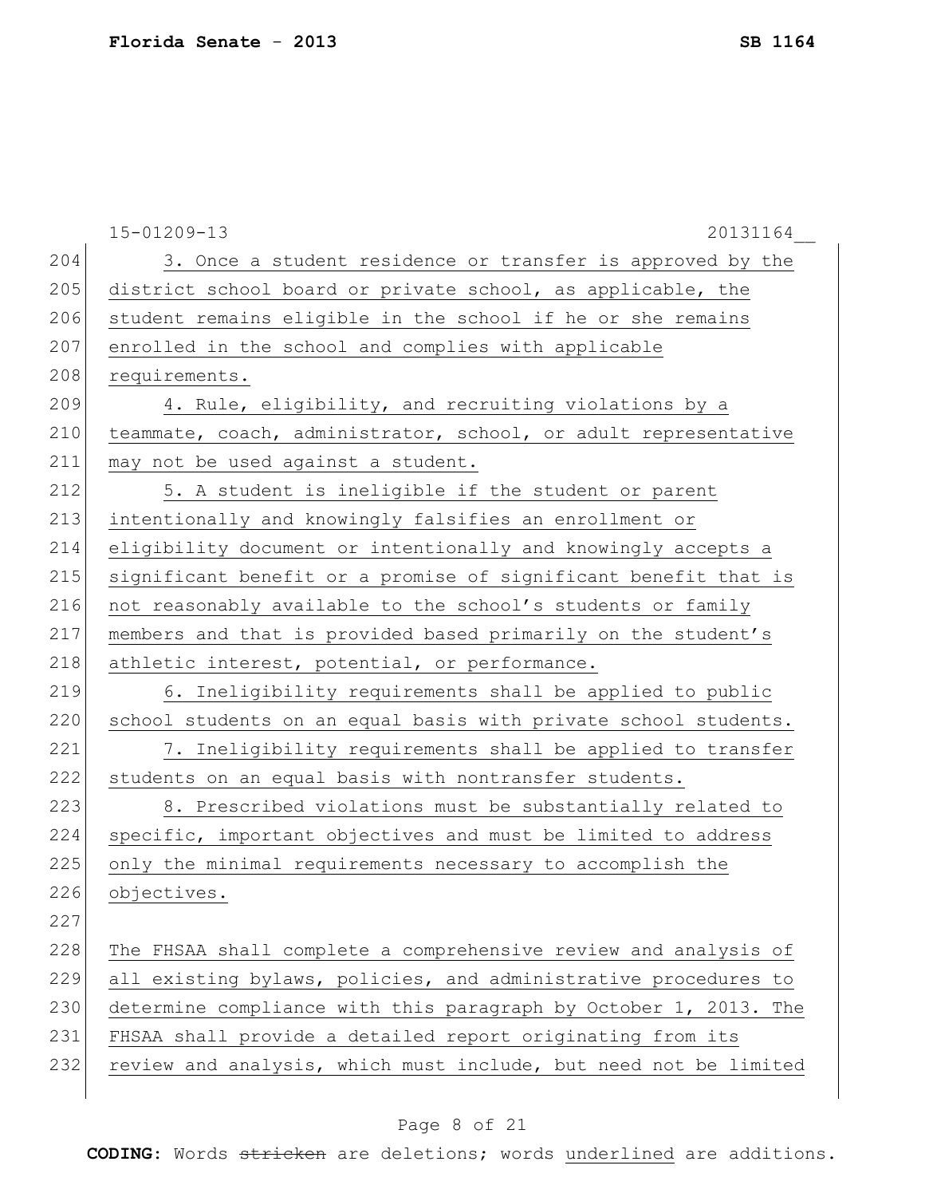3. Once a student residence or transfer is approved by the district school board or private school, as applicable, the student remains eligible in the school if he or she remains enrolled in the school and complies with applicable requirements.

4. Rule, eligibility, and recruiting violations by a teammate, coach, administrator, school, or adult representative may not be used against a student.

5. A student is ineligible if the student or parent intentionally and knowingly falsifies an enrollment or eligibility document or intentionally and knowingly accepts a significant benefit or a promise of significant benefit that is not reasonably available to the school's students or family members and that is provided based primarily on the student's athletic interest, potential, or performance.

6. Ineligibility requirements shall be applied to public school students on an equal basis with private school students.

7. Ineligibility requirements shall be applied to transfer students on an equal basis with nontransfer students.

8. Prescribed violations must be substantially related to specific, important objectives and must be limited to address only the minimal requirements necessary to accomplish the objectives.

The FHSAA shall complete a comprehensive review and analysis of all existing bylaws, policies, and administrative procedures to determine compliance with this paragraph by October 1, 2013. The FHSAA shall provide a detailed report originating from its review and analysis, which must include, but need not be limited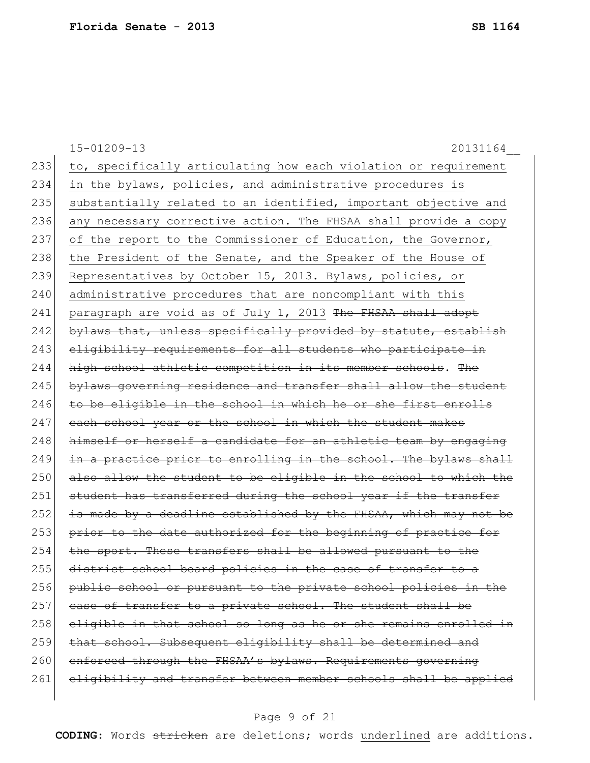15-01209-13 20131164__

233 <u>to, specifically articulating how each violation or requirement</u>
234 <u>in the bylaws, policies, and administrative procedures is</u>
235 <u>substantially related to an identified, important objective and</u>
236 <u>any necessary corrective action. The FHSAA shall provide a copy</u>
237 <u>of the report to the Commissioner of Education, the Governor,</u>
238 <u>the President of the Senate, and the Speaker of the House of</u>
239 <u>Representatives by October 15, 2013. Bylaws, policies, or</u>
240 <u>administrative procedures that are noncompliant with this</u>
241 <u>paragraph are void as of July 1, 2013</u> ~~The FHSAA shall adopt~~
242 ~~bylaws that, unless specifically provided by statute, establish~~
243 ~~eligibility requirements for all students who participate in~~
244 ~~high school athletic competition in its member schools~~. ~~The~~
245 ~~bylaws governing residence and transfer shall allow the student~~
246 ~~to be eligible in the school in which he or she first enrolls~~
247 ~~each school year or the school in which the student makes~~
248 ~~himself or herself a candidate for an athletic team by engaging~~
249 ~~in a practice prior to enrolling in the school. The bylaws shall~~
250 ~~also allow the student to be eligible in the school to which the~~
251 ~~student has transferred during the school year if the transfer~~
252 ~~is made by a deadline established by the FHSAA, which may not be~~
253 ~~prior to the date authorized for the beginning of practice for~~
254 ~~the sport. These transfers shall be allowed pursuant to the~~
255 ~~district school board policies in the case of transfer to a~~
256 ~~public school or pursuant to the private school policies in the~~
257 ~~case of transfer to a private school. The student shall be~~
258 ~~eligible in that school so long as he or she remains enrolled in~~
259 ~~that school. Subsequent eligibility shall be determined and~~
260 ~~enforced through the FHSAA's bylaws. Requirements governing~~
261 ~~eligibility and transfer between member schools shall be applied~~

**CODING:** Words ~~stricken~~ are deletions; words <u>underlined</u> are additions.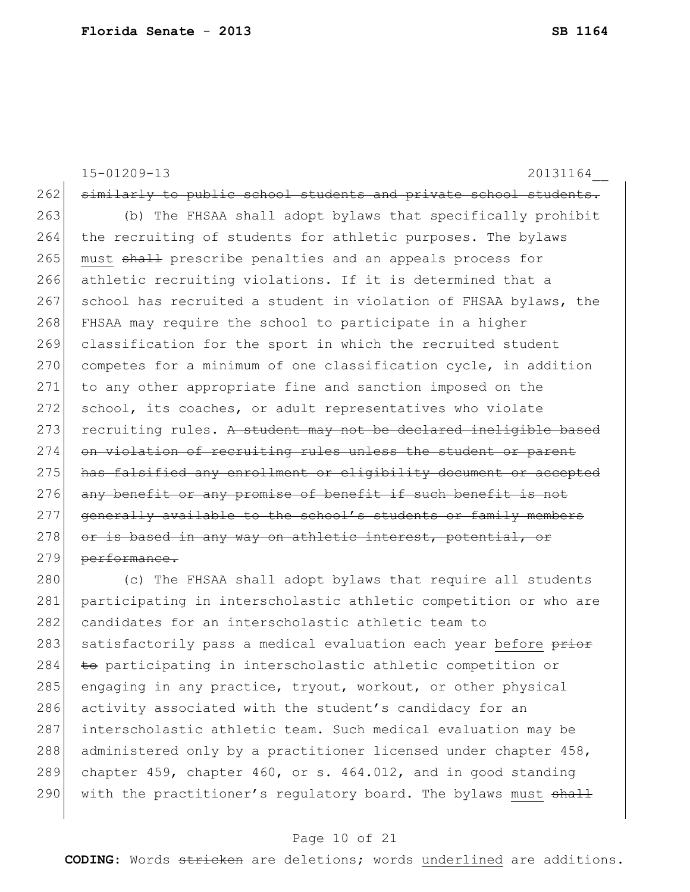15-01209-13 20131164__

262 ~~similarly to public school students and private school students.~~

263 (b) The FHSAA shall adopt bylaws that specifically prohibit
264 the recruiting of students for athletic purposes. The bylaws
265 <u>must</u> ~~shall~~ prescribe penalties and an appeals process for
266 athletic recruiting violations. If it is determined that a
267 school has recruited a student in violation of FHSAA bylaws, the
268 FHSAA may require the school to participate in a higher
269 classification for the sport in which the recruited student
270 competes for a minimum of one classification cycle, in addition
271 to any other appropriate fine and sanction imposed on the
272 school, its coaches, or adult representatives who violate
273 recruiting rules. ~~A student may not be declared ineligible based~~
274 ~~on violation of recruiting rules unless the student or parent~~
275 ~~has falsified any enrollment or eligibility document or accepted~~
276 ~~any benefit or any promise of benefit if such benefit is not~~
277 ~~generally available to the school's students or family members~~
278 ~~or is based in any way on athletic interest, potential, or~~
279 ~~performance.~~

280 (c) The FHSAA shall adopt bylaws that require all students
281 participating in interscholastic athletic competition or who are
282 candidates for an interscholastic athletic team to
283 satisfactorily pass a medical evaluation each year <u>before</u> ~~prior~~
284 ~~to~~ participating in interscholastic athletic competition or
285 engaging in any practice, tryout, workout, or other physical
286 activity associated with the student's candidacy for an
287 interscholastic athletic team. Such medical evaluation may be
288 administered only by a practitioner licensed under chapter 458,
289 chapter 459, chapter 460, or s. 464.012, and in good standing
290 with the practitioner's regulatory board. The bylaws <u>must</u> ~~shall~~

**CODING:** Words ~~stricken~~ are deletions; words <u>underlined</u> are additions.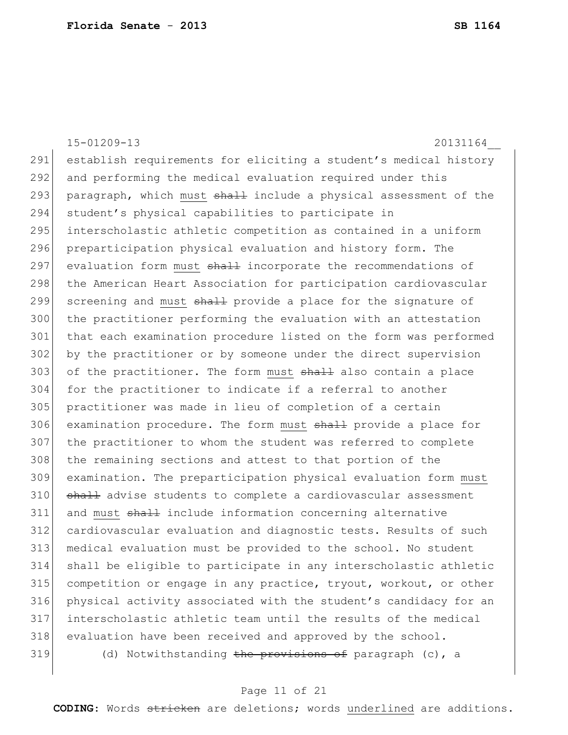establish requirements for eliciting a student's medical history and performing the medical evaluation required under this paragraph, which <u>must</u> ~~shall~~ include a physical assessment of the student's physical capabilities to participate in interscholastic athletic competition as contained in a uniform preparticipation physical evaluation and history form. The evaluation form <u>must</u> ~~shall~~ incorporate the recommendations of the American Heart Association for participation cardiovascular screening and <u>must</u> ~~shall~~ provide a place for the signature of the practitioner performing the evaluation with an attestation that each examination procedure listed on the form was performed by the practitioner or by someone under the direct supervision of the practitioner. The form <u>must</u> ~~shall~~ also contain a place for the practitioner to indicate if a referral to another practitioner was made in lieu of completion of a certain examination procedure. The form <u>must</u> ~~shall~~ provide a place for the practitioner to whom the student was referred to complete the remaining sections and attest to that portion of the examination. The preparticipation physical evaluation form <u>must</u> ~~shall~~ advise students to complete a cardiovascular assessment and <u>must</u> ~~shall~~ include information concerning alternative cardiovascular evaluation and diagnostic tests. Results of such medical evaluation must be provided to the school. No student shall be eligible to participate in any interscholastic athletic competition or engage in any practice, tryout, workout, or other physical activity associated with the student's candidacy for an interscholastic athletic team until the results of the medical evaluation have been received and approved by the school.

(d) Notwithstanding ~~the provisions of~~ paragraph (c), a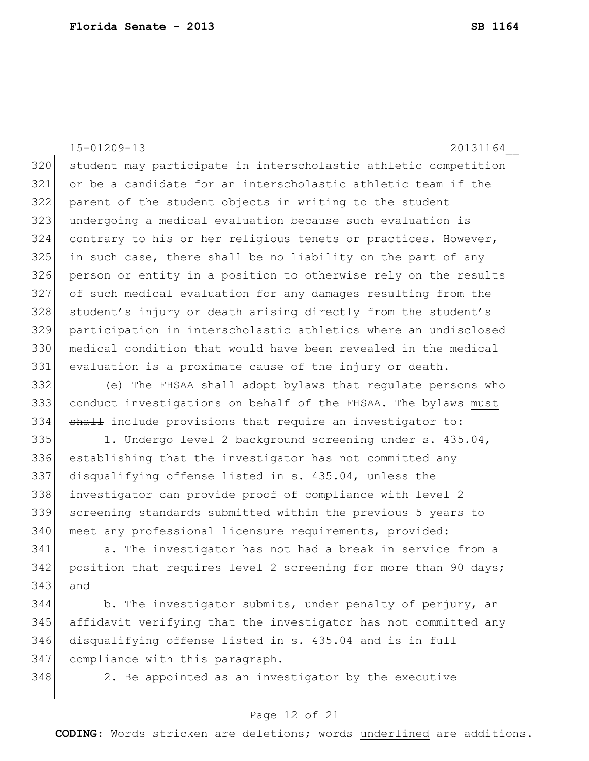student may participate in interscholastic athletic competition or be a candidate for an interscholastic athletic team if the parent of the student objects in writing to the student undergoing a medical evaluation because such evaluation is contrary to his or her religious tenets or practices. However, in such case, there shall be no liability on the part of any person or entity in a position to otherwise rely on the results of such medical evaluation for any damages resulting from the student's injury or death arising directly from the student's participation in interscholastic athletics where an undisclosed medical condition that would have been revealed in the medical evaluation is a proximate cause of the injury or death.

(e) The FHSAA shall adopt bylaws that regulate persons who conduct investigations on behalf of the FHSAA. The bylaws <u>must</u> ~~shall~~ include provisions that require an investigator to:

1. Undergo level 2 background screening under s. 435.04, establishing that the investigator has not committed any disqualifying offense listed in s. 435.04, unless the investigator can provide proof of compliance with level 2 screening standards submitted within the previous 5 years to meet any professional licensure requirements, provided:

a. The investigator has not had a break in service from a position that requires level 2 screening for more than 90 days; and

b. The investigator submits, under penalty of perjury, an affidavit verifying that the investigator has not committed any disqualifying offense listed in s. 435.04 and is in full compliance with this paragraph.

2. Be appointed as an investigator by the executive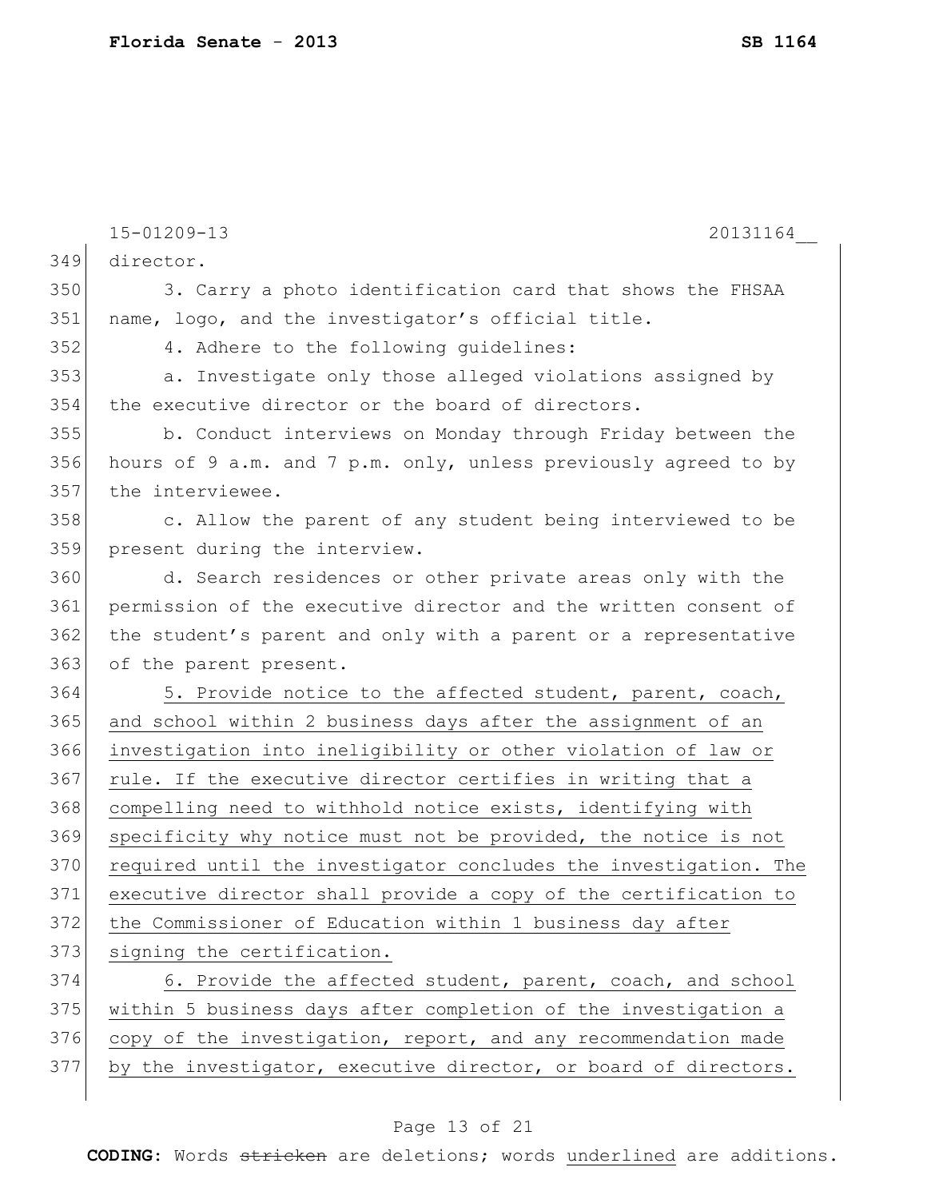director.

3. Carry a photo identification card that shows the FHSAA name, logo, and the investigator's official title.

4. Adhere to the following guidelines:

a. Investigate only those alleged violations assigned by the executive director or the board of directors.

b. Conduct interviews on Monday through Friday between the hours of 9 a.m. and 7 p.m. only, unless previously agreed to by the interviewee.

c. Allow the parent of any student being interviewed to be present during the interview.

d. Search residences or other private areas only with the permission of the executive director and the written consent of the student's parent and only with a parent or a representative of the parent present.

5. Provide notice to the affected student, parent, coach, and school within 2 business days after the assignment of an investigation into ineligibility or other violation of law or rule. If the executive director certifies in writing that a compelling need to withhold notice exists, identifying with specificity why notice must not be provided, the notice is not required until the investigator concludes the investigation. The executive director shall provide a copy of the certification to the Commissioner of Education within 1 business day after signing the certification.

6. Provide the affected student, parent, coach, and school within 5 business days after completion of the investigation a copy of the investigation, report, and any recommendation made by the investigator, executive director, or board of directors.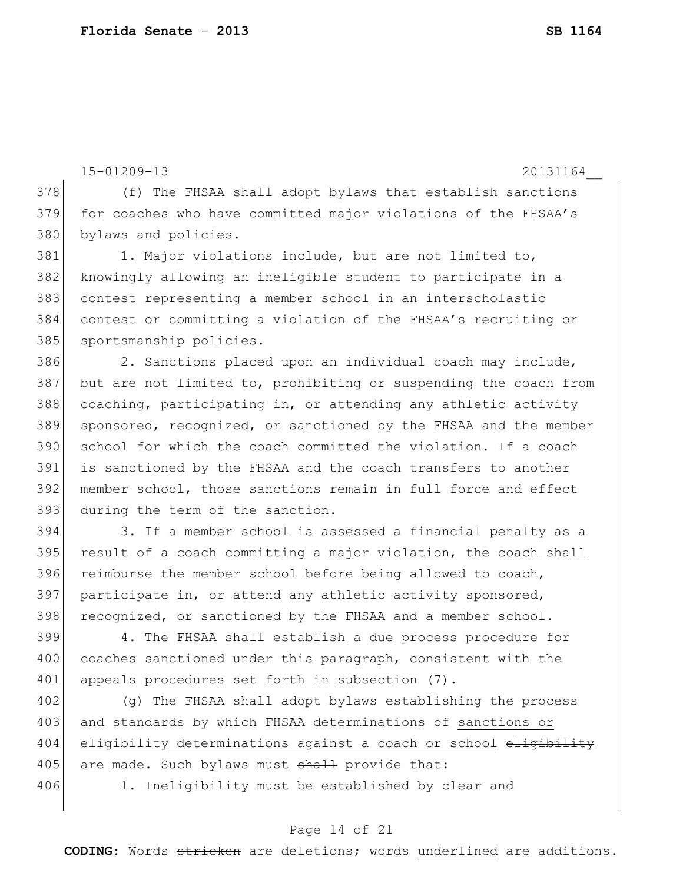15-01209-13 20131164__

(f) The FHSAA shall adopt bylaws that establish sanctions for coaches who have committed major violations of the FHSAA's bylaws and policies.

1. Major violations include, but are not limited to, knowingly allowing an ineligible student to participate in a contest representing a member school in an interscholastic contest or committing a violation of the FHSAA's recruiting or sportsmanship policies.

2. Sanctions placed upon an individual coach may include, but are not limited to, prohibiting or suspending the coach from coaching, participating in, or attending any athletic activity sponsored, recognized, or sanctioned by the FHSAA and the member school for which the coach committed the violation. If a coach is sanctioned by the FHSAA and the coach transfers to another member school, those sanctions remain in full force and effect during the term of the sanction.

3. If a member school is assessed a financial penalty as a result of a coach committing a major violation, the coach shall reimburse the member school before being allowed to coach, participate in, or attend any athletic activity sponsored, recognized, or sanctioned by the FHSAA and a member school.

4. The FHSAA shall establish a due process procedure for coaches sanctioned under this paragraph, consistent with the appeals procedures set forth in subsection (7).

(g) The FHSAA shall adopt bylaws establishing the process and standards by which FHSAA determinations of <u>sanctions or eligibility determinations against a coach or school</u> ~~eligibility~~ are made. Such bylaws <u>must</u> ~~shall~~ provide that:

1. Ineligibility must be established by clear and

**CODING:** Words ~~stricken~~ are deletions; words <u>underlined</u> are additions.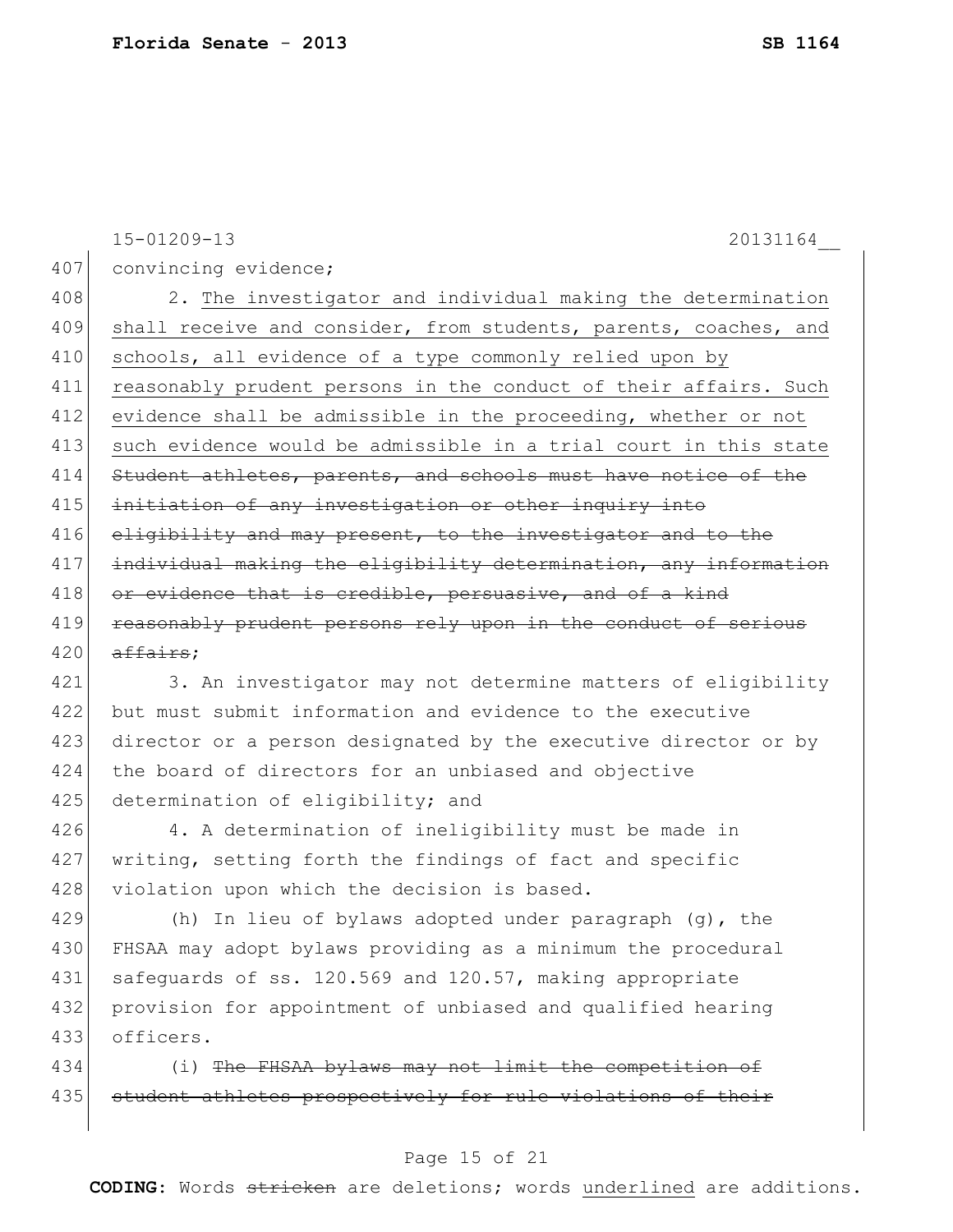convincing evidence;

2. <u>The investigator and individual making the determination shall receive and consider, from students, parents, coaches, and schools, all evidence of a type commonly relied upon by reasonably prudent persons in the conduct of their affairs. Such evidence shall be admissible in the proceeding, whether or not such evidence would be admissible in a trial court in this state</u> ~~Student athletes, parents, and schools must have notice of the initiation of any investigation or other inquiry into eligibility and may present, to the investigator and to the individual making the eligibility determination, any information or evidence that is credible, persuasive, and of a kind reasonably prudent persons rely upon in the conduct of serious affairs~~;

3. An investigator may not determine matters of eligibility but must submit information and evidence to the executive director or a person designated by the executive director or by the board of directors for an unbiased and objective determination of eligibility; and

4. A determination of ineligibility must be made in writing, setting forth the findings of fact and specific violation upon which the decision is based.

(h) In lieu of bylaws adopted under paragraph (g), the FHSAA may adopt bylaws providing as a minimum the procedural safeguards of ss. 120.569 and 120.57, making appropriate provision for appointment of unbiased and qualified hearing officers.

(i) ~~The FHSAA bylaws may not limit the competition of student athletes prospectively for rule violations of their~~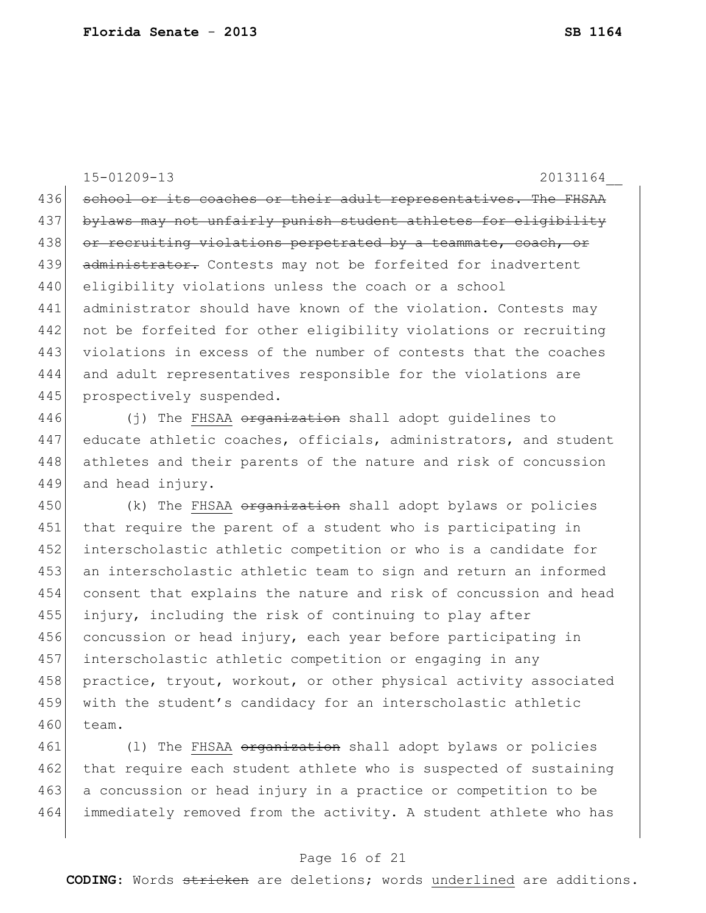15-01209-13 20131164__

436 ~~school or its coaches or their adult representatives. The FHSAA~~
437 ~~bylaws may not unfairly punish student athletes for eligibility~~
438 ~~or recruiting violations perpetrated by a teammate, coach, or~~
439 ~~administrator.~~ Contests may not be forfeited for inadvertent
440 eligibility violations unless the coach or a school
441 administrator should have known of the violation. Contests may
442 not be forfeited for other eligibility violations or recruiting
443 violations in excess of the number of contests that the coaches
444 and adult representatives responsible for the violations are
445 prospectively suspended.

446 (j) The <u>FHSAA</u> ~~organization~~ shall adopt guidelines to
447 educate athletic coaches, officials, administrators, and student
448 athletes and their parents of the nature and risk of concussion
449 and head injury.

450 (k) The <u>FHSAA</u> ~~organization~~ shall adopt bylaws or policies
451 that require the parent of a student who is participating in
452 interscholastic athletic competition or who is a candidate for
453 an interscholastic athletic team to sign and return an informed
454 consent that explains the nature and risk of concussion and head
455 injury, including the risk of continuing to play after
456 concussion or head injury, each year before participating in
457 interscholastic athletic competition or engaging in any
458 practice, tryout, workout, or other physical activity associated
459 with the student's candidacy for an interscholastic athletic
460 team.

461 (l) The <u>FHSAA</u> ~~organization~~ shall adopt bylaws or policies
462 that require each student athlete who is suspected of sustaining
463 a concussion or head injury in a practice or competition to be
464 immediately removed from the activity. A student athlete who has

**CODING:** Words ~~stricken~~ are deletions; words <u>underlined</u> are additions.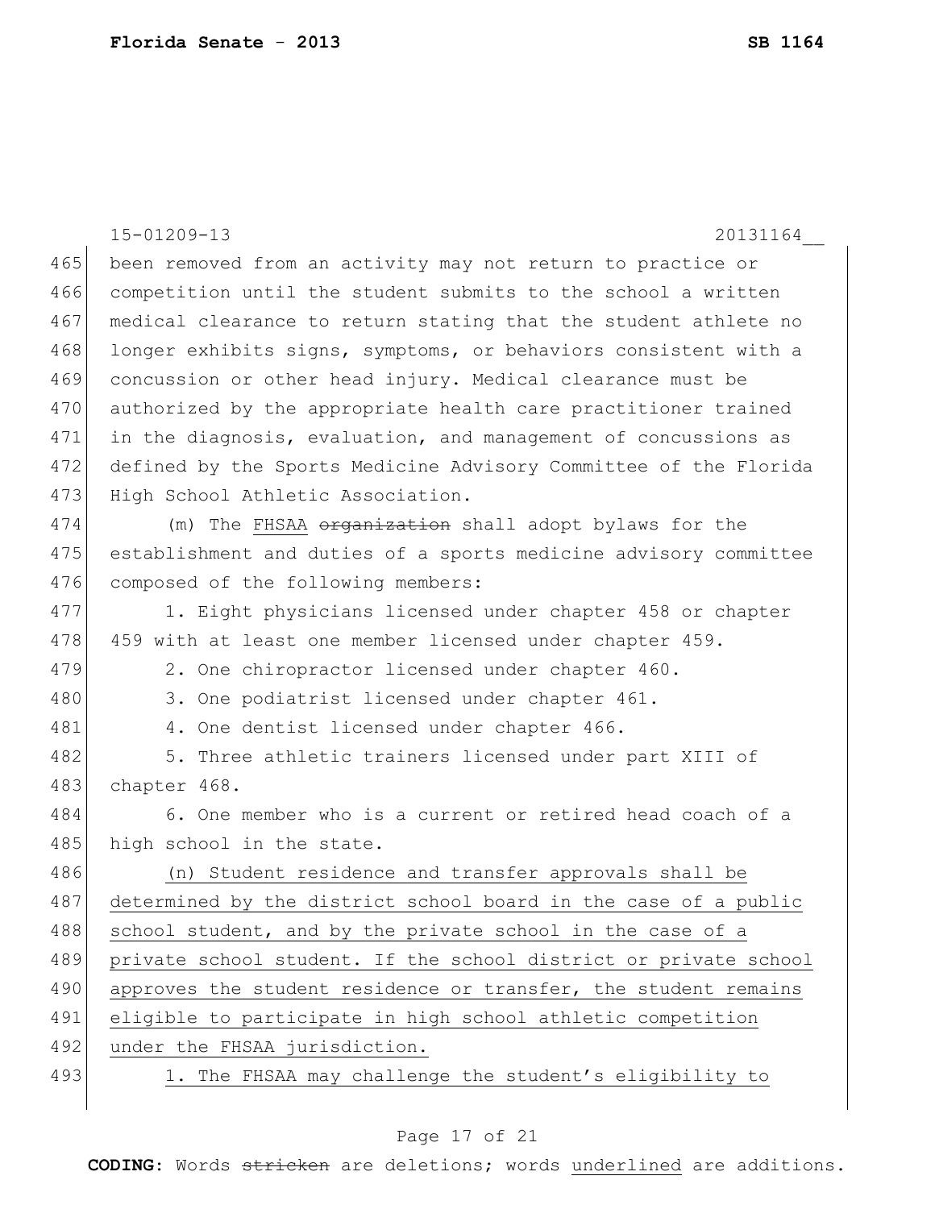15-01209-13 20131164__

465 been removed from an activity may not return to practice or
466 competition until the student submits to the school a written
467 medical clearance to return stating that the student athlete no
468 longer exhibits signs, symptoms, or behaviors consistent with a
469 concussion or other head injury. Medical clearance must be
470 authorized by the appropriate health care practitioner trained
471 in the diagnosis, evaluation, and management of concussions as
472 defined by the Sports Medicine Advisory Committee of the Florida
473 High School Athletic Association.

474 (m) The <u>FHSAA</u> ~~organization~~ shall adopt bylaws for the
475 establishment and duties of a sports medicine advisory committee
476 composed of the following members:

477 1. Eight physicians licensed under chapter 458 or chapter
478 459 with at least one member licensed under chapter 459.

479 2. One chiropractor licensed under chapter 460.

480 3. One podiatrist licensed under chapter 461.

481 4. One dentist licensed under chapter 466.

482 5. Three athletic trainers licensed under part XIII of
483 chapter 468.

484 6. One member who is a current or retired head coach of a
485 high school in the state.

486 <u>(n) Student residence and transfer approvals shall be</u>
487 <u>determined by the district school board in the case of a public</u>
488 <u>school student, and by the private school in the case of a</u>
489 <u>private school student. If the school district or private school</u>
490 <u>approves the student residence or transfer, the student remains</u>
491 <u>eligible to participate in high school athletic competition</u>
492 <u>under the FHSAA jurisdiction.</u>

493 <u>1. The FHSAA may challenge the student's eligibility to</u>

**CODING:** Words ~~stricken~~ are deletions; words <u>underlined</u> are additions.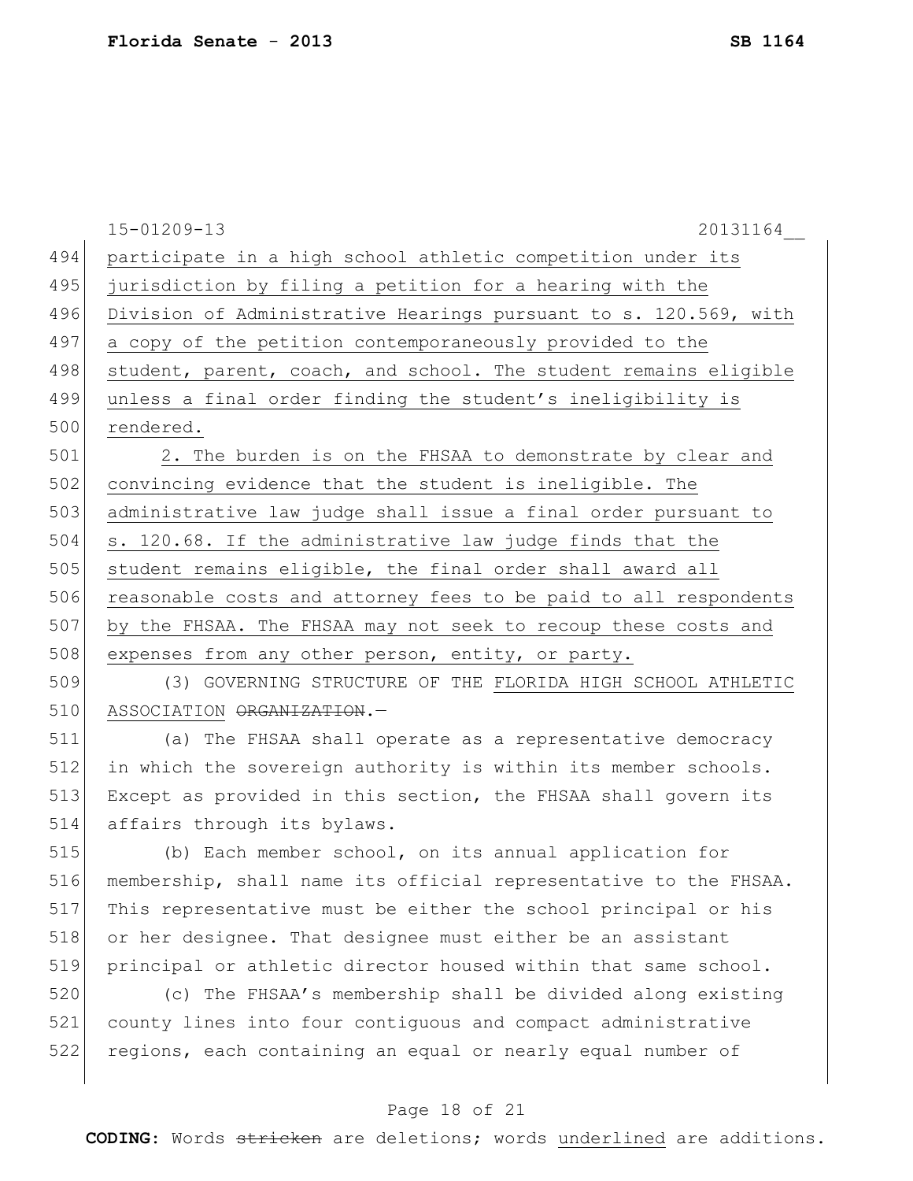participate in a high school athletic competition under its jurisdiction by filing a petition for a hearing with the Division of Administrative Hearings pursuant to s. 120.569, with a copy of the petition contemporaneously provided to the student, parent, coach, and school. The student remains eligible unless a final order finding the student's ineligibility is rendered.

2. The burden is on the FHSAA to demonstrate by clear and convincing evidence that the student is ineligible. The administrative law judge shall issue a final order pursuant to s. 120.68. If the administrative law judge finds that the student remains eligible, the final order shall award all reasonable costs and attorney fees to be paid to all respondents by the FHSAA. The FHSAA may not seek to recoup these costs and expenses from any other person, entity, or party.

(3) GOVERNING STRUCTURE OF THE FLORIDA HIGH SCHOOL ATHLETIC ASSOCIATION ~~ORGANIZATION~~.—

(a) The FHSAA shall operate as a representative democracy in which the sovereign authority is within its member schools. Except as provided in this section, the FHSAA shall govern its affairs through its bylaws.

(b) Each member school, on its annual application for membership, shall name its official representative to the FHSAA. This representative must be either the school principal or his or her designee. That designee must either be an assistant principal or athletic director housed within that same school.

(c) The FHSAA's membership shall be divided along existing county lines into four contiguous and compact administrative regions, each containing an equal or nearly equal number of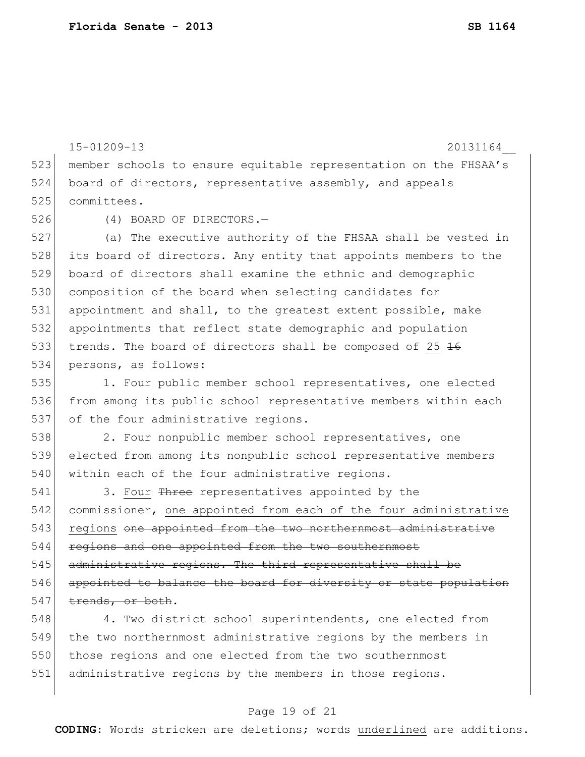member schools to ensure equitable representation on the FHSAA's board of directors, representative assembly, and appeals committees.

(4) BOARD OF DIRECTORS.—

(a) The executive authority of the FHSAA shall be vested in its board of directors. Any entity that appoints members to the board of directors shall examine the ethnic and demographic composition of the board when selecting candidates for appointment and shall, to the greatest extent possible, make appointments that reflect state demographic and population trends. The board of directors shall be composed of <u>25</u> ~~16~~ persons, as follows:

1. Four public member school representatives, one elected from among its public school representative members within each of the four administrative regions.

2. Four nonpublic member school representatives, one elected from among its nonpublic school representative members within each of the four administrative regions.

3. <u>Four</u> ~~Three~~ representatives appointed by the commissioner, <u>one appointed from each of the four administrative regions</u> ~~one appointed from the two northernmost administrative regions and one appointed from the two southernmost administrative regions. The third representative shall be appointed to balance the board for diversity or state population trends, or both~~.

4. Two district school superintendents, one elected from the two northernmost administrative regions by the members in those regions and one elected from the two southernmost administrative regions by the members in those regions.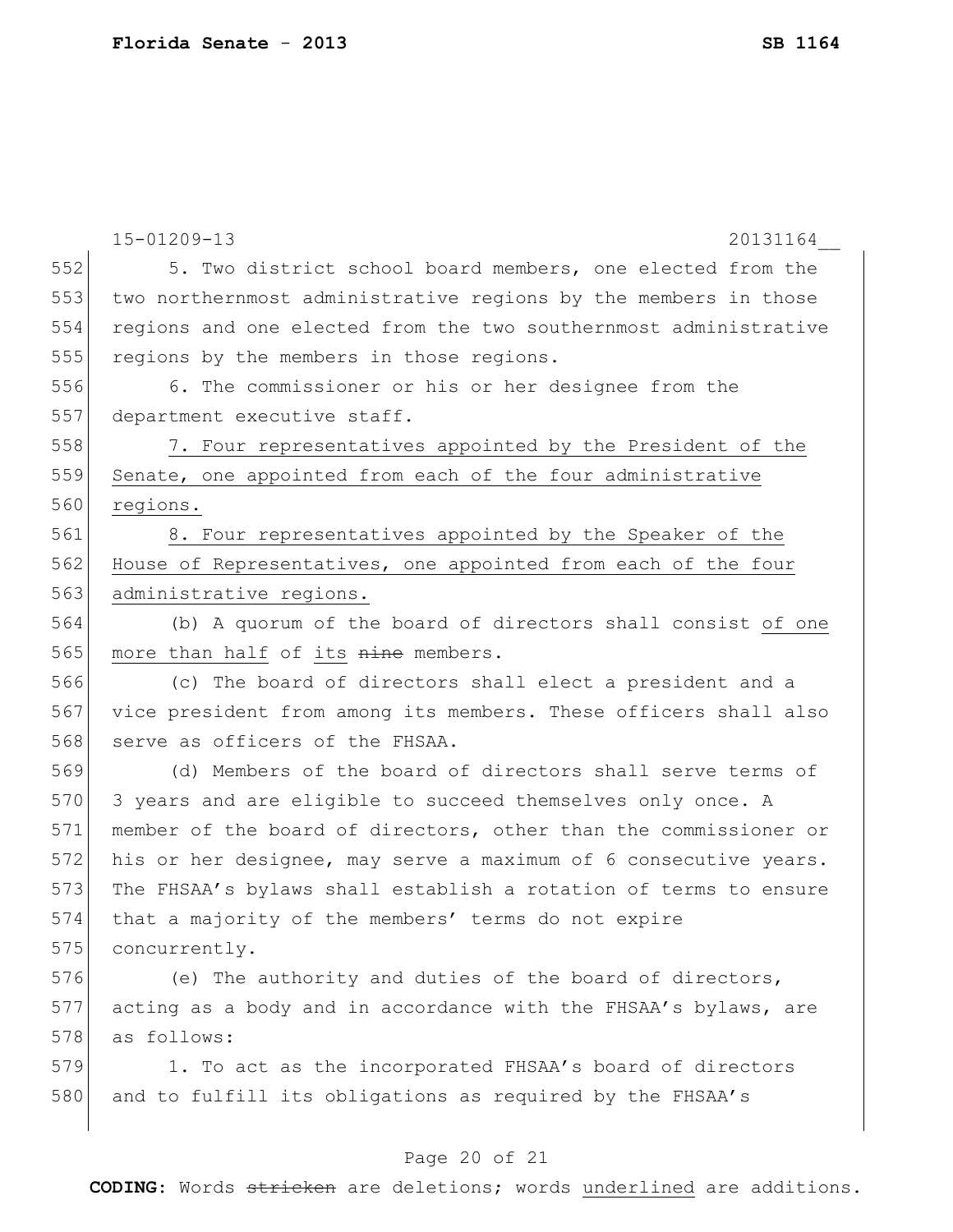5. Two district school board members, one elected from the two northernmost administrative regions by the members in those regions and one elected from the two southernmost administrative regions by the members in those regions.

6. The commissioner or his or her designee from the department executive staff.

7. Four representatives appointed by the President of the Senate, one appointed from each of the four administrative regions.

8. Four representatives appointed by the Speaker of the House of Representatives, one appointed from each of the four administrative regions.

(b) A quorum of the board of directors shall consist of one more than half of its ~~nine~~ members.

(c) The board of directors shall elect a president and a vice president from among its members. These officers shall also serve as officers of the FHSAA.

(d) Members of the board of directors shall serve terms of 3 years and are eligible to succeed themselves only once. A member of the board of directors, other than the commissioner or his or her designee, may serve a maximum of 6 consecutive years. The FHSAA's bylaws shall establish a rotation of terms to ensure that a majority of the members' terms do not expire concurrently.

(e) The authority and duties of the board of directors, acting as a body and in accordance with the FHSAA's bylaws, are as follows:

1. To act as the incorporated FHSAA's board of directors and to fulfill its obligations as required by the FHSAA's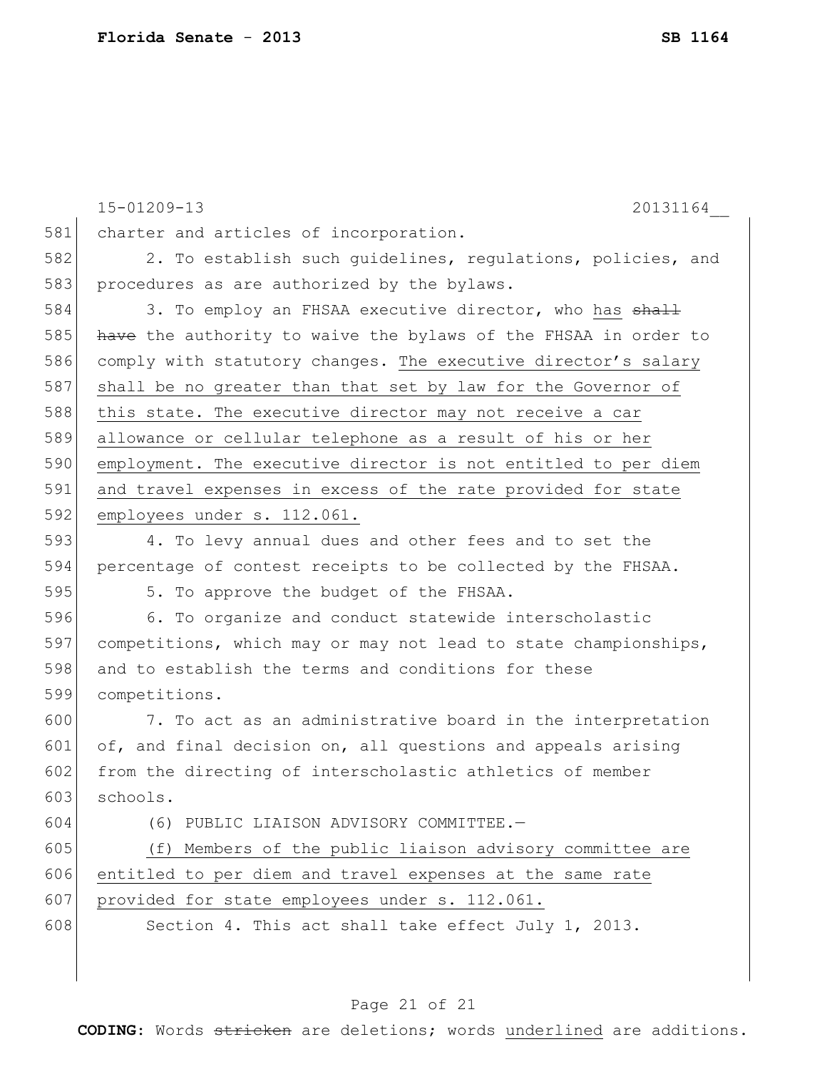charter and articles of incorporation.

2. To establish such guidelines, regulations, policies, and procedures as are authorized by the bylaws.

3. To employ an FHSAA executive director, who has ~~shall have~~ the authority to waive the bylaws of the FHSAA in order to comply with statutory changes. <u>The executive director's salary shall be no greater than that set by law for the Governor of this state. The executive director may not receive a car allowance or cellular telephone as a result of his or her employment. The executive director is not entitled to per diem and travel expenses in excess of the rate provided for state employees under s. 112.061.</u>

4. To levy annual dues and other fees and to set the percentage of contest receipts to be collected by the FHSAA.

5. To approve the budget of the FHSAA.

6. To organize and conduct statewide interscholastic competitions, which may or may not lead to state championships, and to establish the terms and conditions for these competitions.

7. To act as an administrative board in the interpretation of, and final decision on, all questions and appeals arising from the directing of interscholastic athletics of member schools.

(6) PUBLIC LIAISON ADVISORY COMMITTEE.—

<u>(f) Members of the public liaison advisory committee are entitled to per diem and travel expenses at the same rate provided for state employees under s. 112.061.</u>

Section 4. This act shall take effect July 1, 2013.